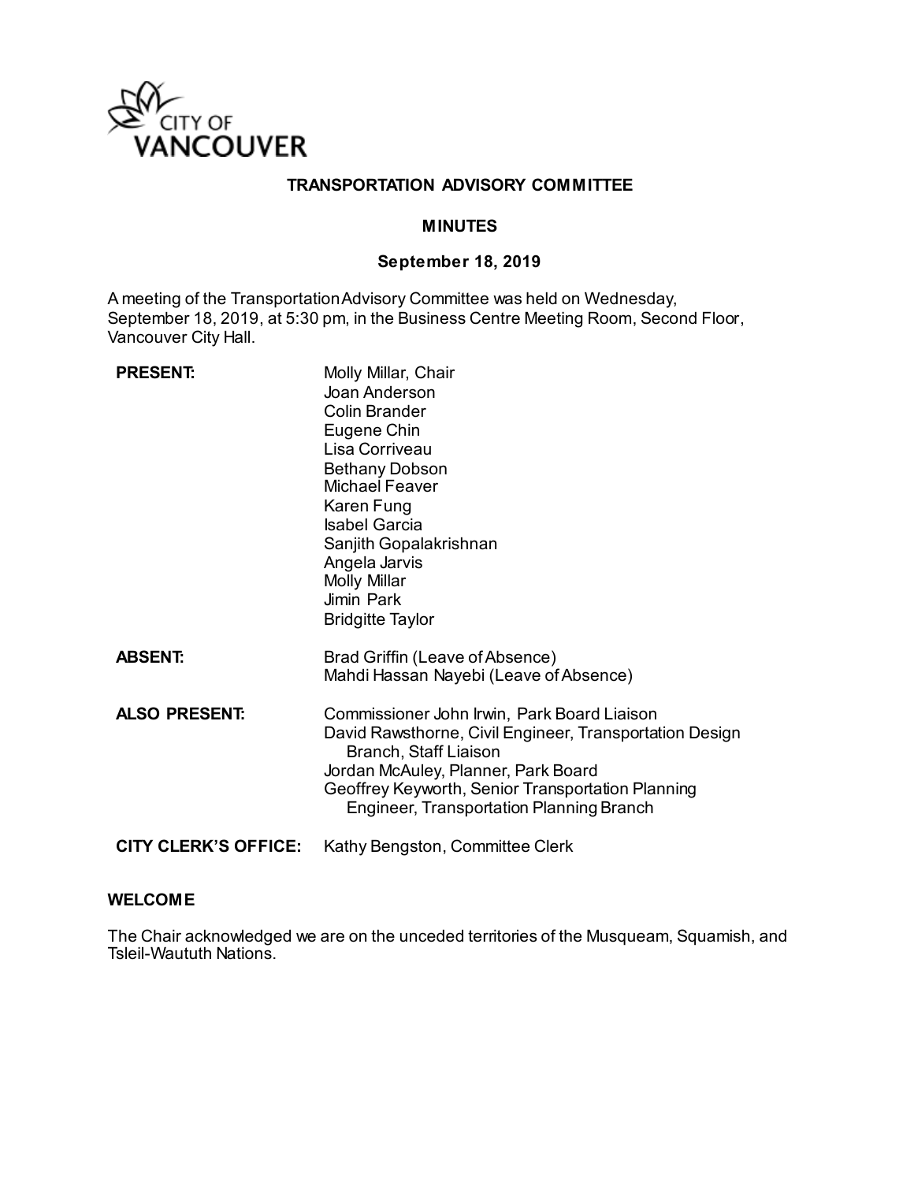CITY OF VANCOUVER

# TRANSPORTATION ADVISORY COMMITTEE

## MINUTES

### September 18, 2019

A meeting of the Transportation Advisory Committee was held on Wednesday, September 18, 2019, at 5:30 pm, in the Business Centre Meeting Room, Second Floor, Vancouver City Hall.

| | |
|---|---|
| **PRESENT:** | Molly Millar, Chair<br>Joan Anderson<br>Colin Brander<br>Eugene Chin<br>Lisa Corriveau<br>Bethany Dobson<br>Michael Feaver<br>Karen Fung<br>Isabel Garcia<br>Sanjith Gopalakrishnan<br>Angela Jarvis<br>Molly Millar<br>Jimin Park<br>Bridgitte Taylor |
| **ABSENT:** | Brad Griffin (Leave of Absence)<br>Mahdi Hassan Nayebi (Leave of Absence) |
| **ALSO PRESENT:** | Commissioner John Irwin, Park Board Liaison<br>David Rawsthorne, Civil Engineer, Transportation Design Branch, Staff Liaison<br>Jordan McAuley, Planner, Park Board<br>Geoffrey Keyworth, Senior Transportation Planning Engineer, Transportation Planning Branch |
| **CITY CLERK'S OFFICE:** | Kathy Bengston, Committee Clerk |

**WELCOME**

The Chair acknowledged we are on the unceded territories of the Musqueam, Squamish, and Tsleil-Waututh Nations.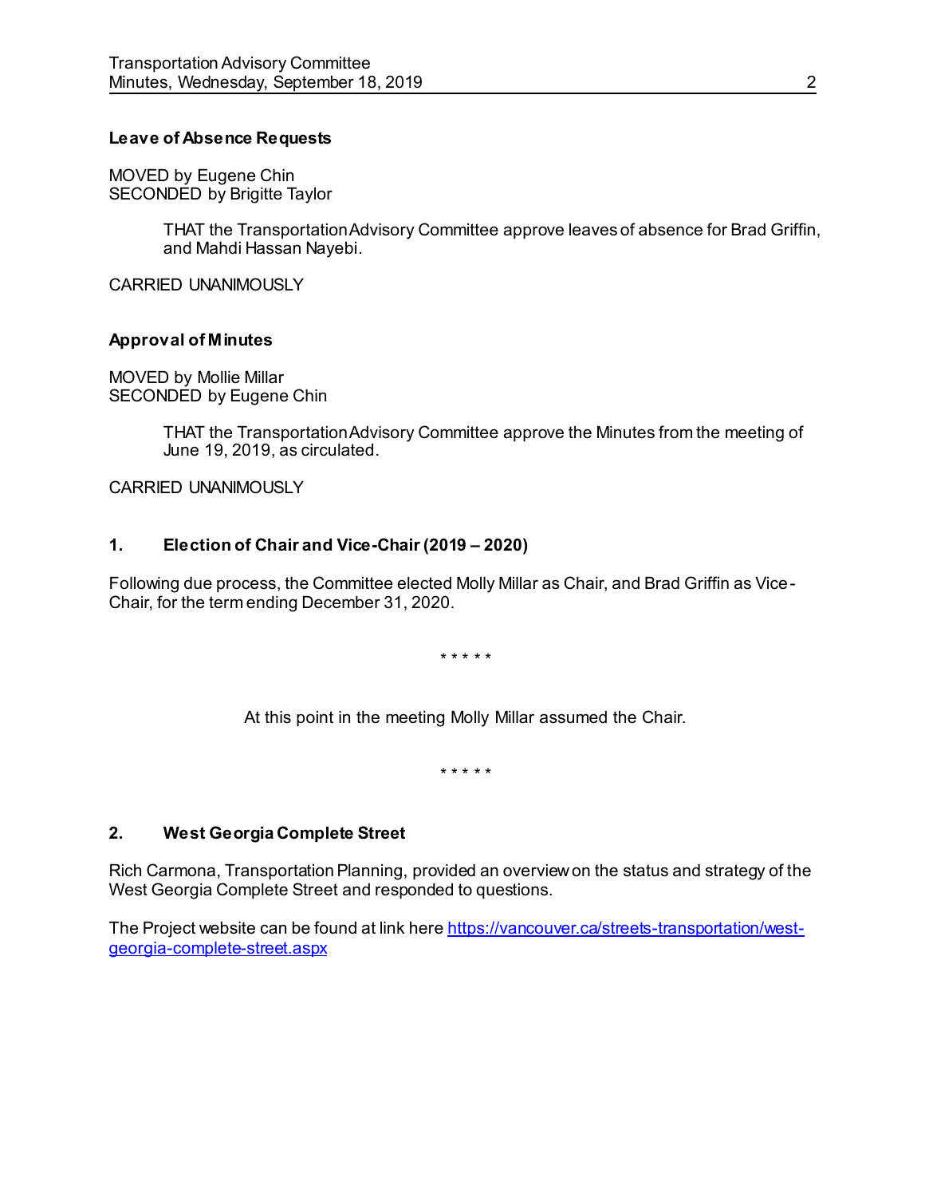### Leave of Absence Requests

MOVED by Eugene Chin
SECONDED by Brigitte Taylor

> THAT the Transportation Advisory Committee approve leaves of absence for Brad Griffin, and Mahdi Hassan Nayebi.

CARRIED UNANIMOUSLY

### Approval of Minutes

MOVED by Mollie Millar
SECONDED by Eugene Chin

> THAT the Transportation Advisory Committee approve the Minutes from the meeting of June 19, 2019, as circulated.

CARRIED UNANIMOUSLY

### 1. Election of Chair and Vice-Chair (2019 – 2020)

Following due process, the Committee elected Molly Millar as Chair, and Brad Griffin as Vice-Chair, for the term ending December 31, 2020.

\* \* \* \* \*

At this point in the meeting Molly Millar assumed the Chair.

\* \* \* \* \*

### 2. West Georgia Complete Street

Rich Carmona, Transportation Planning, provided an overview on the status and strategy of the West Georgia Complete Street and responded to questions.

The Project website can be found at link here [https://vancouver.ca/streets-transportation/west-georgia-complete-street.aspx](https://vancouver.ca/streets-transportation/west-georgia-complete-street.aspx)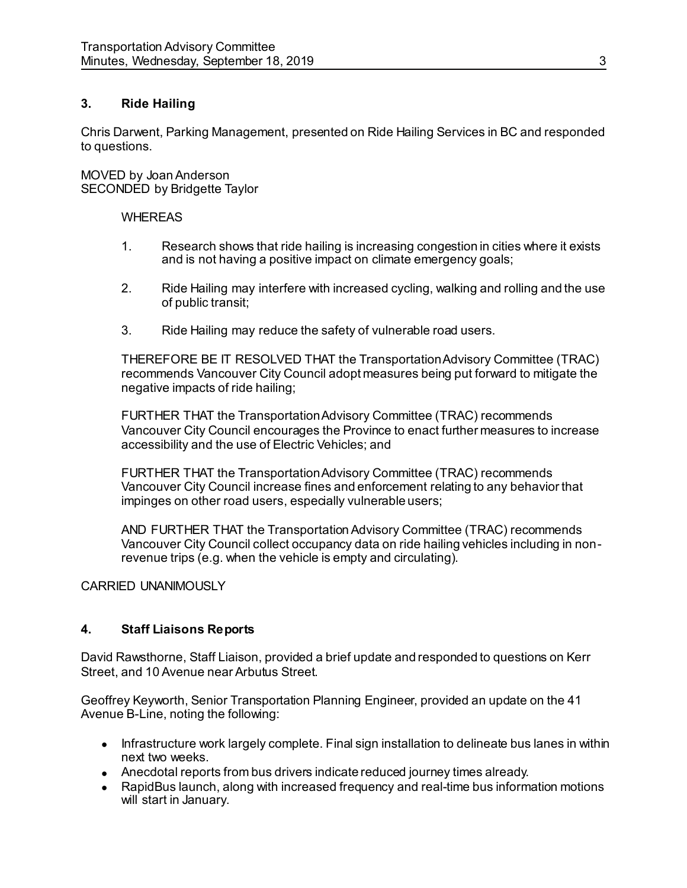## 3. Ride Hailing

Chris Darwent, Parking Management, presented on Ride Hailing Services in BC and responded to questions.

MOVED by Joan Anderson
SECONDED by Bridgette Taylor

WHEREAS

1. Research shows that ride hailing is increasing congestion in cities where it exists and is not having a positive impact on climate emergency goals;

2. Ride Hailing may interfere with increased cycling, walking and rolling and the use of public transit;

3. Ride Hailing may reduce the safety of vulnerable road users.

THEREFORE BE IT RESOLVED THAT the Transportation Advisory Committee (TRAC) recommends Vancouver City Council adopt measures being put forward to mitigate the negative impacts of ride hailing;

FURTHER THAT the Transportation Advisory Committee (TRAC) recommends Vancouver City Council encourages the Province to enact further measures to increase accessibility and the use of Electric Vehicles; and

FURTHER THAT the Transportation Advisory Committee (TRAC) recommends Vancouver City Council increase fines and enforcement relating to any behavior that impinges on other road users, especially vulnerable users;

AND FURTHER THAT the Transportation Advisory Committee (TRAC) recommends Vancouver City Council collect occupancy data on ride hailing vehicles including in non-revenue trips (e.g. when the vehicle is empty and circulating).

CARRIED UNANIMOUSLY

## 4. Staff Liaisons Reports

David Rawsthorne, Staff Liaison, provided a brief update and responded to questions on Kerr Street, and 10 Avenue near Arbutus Street.

Geoffrey Keyworth, Senior Transportation Planning Engineer, provided an update on the 41 Avenue B-Line, noting the following:

- Infrastructure work largely complete. Final sign installation to delineate bus lanes in within next two weeks.
- Anecdotal reports from bus drivers indicate reduced journey times already.
- RapidBus launch, along with increased frequency and real-time bus information motions will start in January.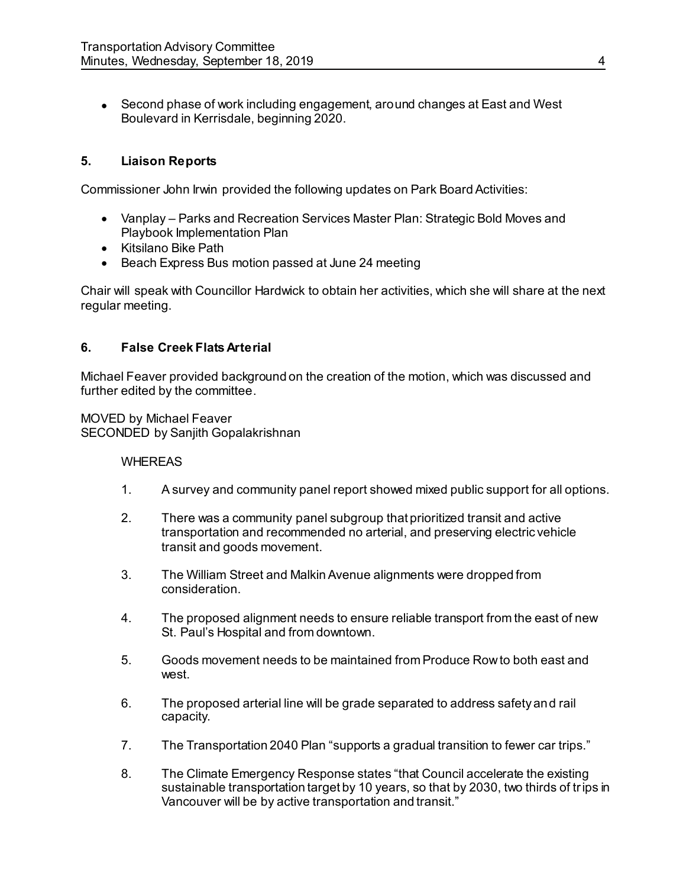- Second phase of work including engagement, around changes at East and West Boulevard in Kerrisdale, beginning 2020.

## 5. Liaison Reports

Commissioner John Irwin provided the following updates on Park Board Activities:

- Vanplay – Parks and Recreation Services Master Plan: Strategic Bold Moves and Playbook Implementation Plan
- Kitsilano Bike Path
- Beach Express Bus motion passed at June 24 meeting

Chair will speak with Councillor Hardwick to obtain her activities, which she will share at the next regular meeting.

## 6. False Creek Flats Arterial

Michael Feaver provided background on the creation of the motion, which was discussed and further edited by the committee.

MOVED by Michael Feaver
SECONDED by Sanjith Gopalakrishnan

WHEREAS

1. A survey and community panel report showed mixed public support for all options.

2. There was a community panel subgroup that prioritized transit and active transportation and recommended no arterial, and preserving electric vehicle transit and goods movement.

3. The William Street and Malkin Avenue alignments were dropped from consideration.

4. The proposed alignment needs to ensure reliable transport from the east of new St. Paul's Hospital and from downtown.

5. Goods movement needs to be maintained from Produce Row to both east and west.

6. The proposed arterial line will be grade separated to address safety and rail capacity.

7. The Transportation 2040 Plan "supports a gradual transition to fewer car trips."

8. The Climate Emergency Response states "that Council accelerate the existing sustainable transportation target by 10 years, so that by 2030, two thirds of trips in Vancouver will be by active transportation and transit."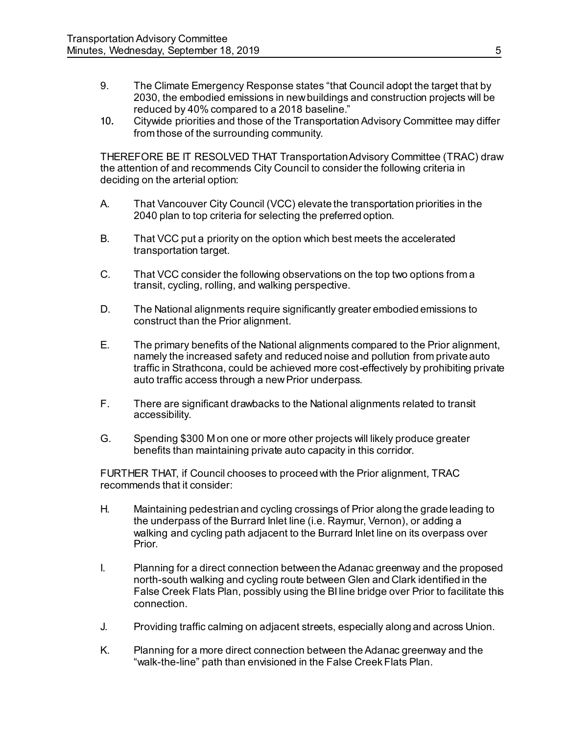9. The Climate Emergency Response states "that Council adopt the target that by 2030, the embodied emissions in new buildings and construction projects will be reduced by 40% compared to a 2018 baseline."
10. Citywide priorities and those of the Transportation Advisory Committee may differ from those of the surrounding community.

THEREFORE BE IT RESOLVED THAT Transportation Advisory Committee (TRAC) draw the attention of and recommends City Council to consider the following criteria in deciding on the arterial option:

A. That Vancouver City Council (VCC) elevate the transportation priorities in the 2040 plan to top criteria for selecting the preferred option.

B. That VCC put a priority on the option which best meets the accelerated transportation target.

C. That VCC consider the following observations on the top two options from a transit, cycling, rolling, and walking perspective.

D. The National alignments require significantly greater embodied emissions to construct than the Prior alignment.

E. The primary benefits of the National alignments compared to the Prior alignment, namely the increased safety and reduced noise and pollution from private auto traffic in Strathcona, could be achieved more cost-effectively by prohibiting private auto traffic access through a new Prior underpass.

F. There are significant drawbacks to the National alignments related to transit accessibility.

G. Spending $300 M on one or more other projects will likely produce greater benefits than maintaining private auto capacity in this corridor.

FURTHER THAT, if Council chooses to proceed with the Prior alignment, TRAC recommends that it consider:

H. Maintaining pedestrian and cycling crossings of Prior along the grade leading to the underpass of the Burrard Inlet line (i.e. Raymur, Vernon), or adding a walking and cycling path adjacent to the Burrard Inlet line on its overpass over Prior.

I. Planning for a direct connection between the Adanac greenway and the proposed north-south walking and cycling route between Glen and Clark identified in the False Creek Flats Plan, possibly using the BI line bridge over Prior to facilitate this connection.

J. Providing traffic calming on adjacent streets, especially along and across Union.

K. Planning for a more direct connection between the Adanac greenway and the "walk-the-line" path than envisioned in the False Creek Flats Plan.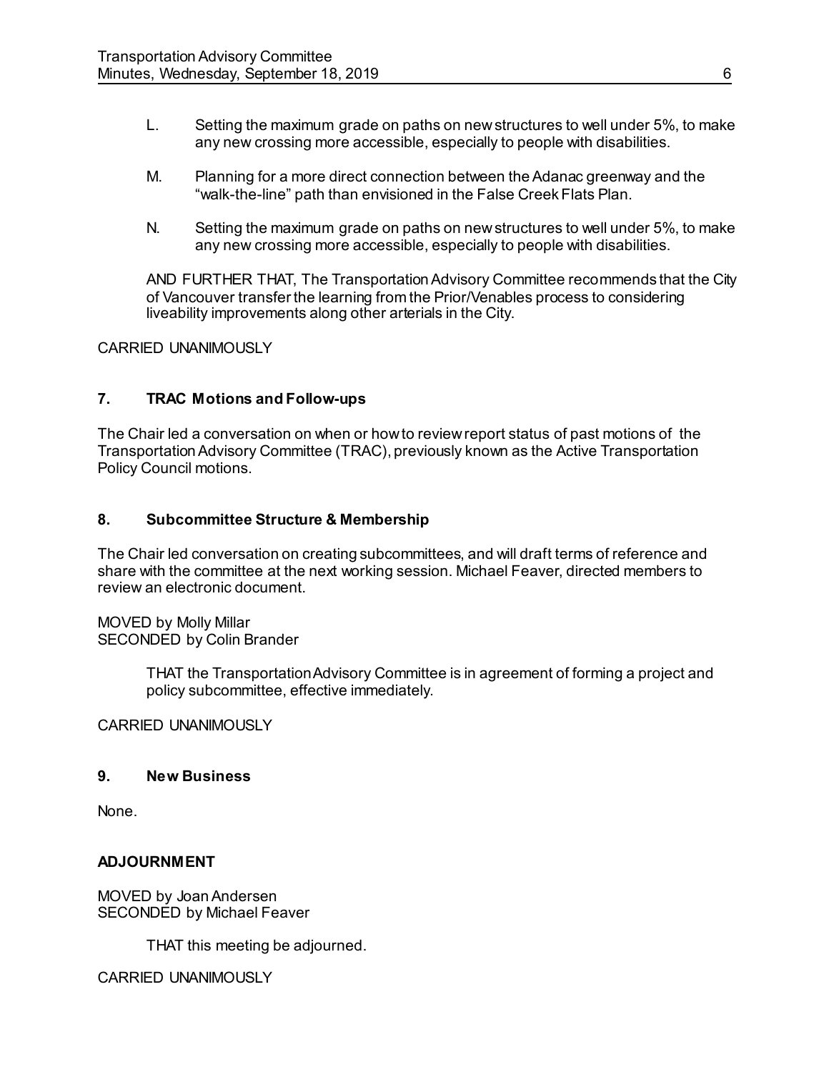L. Setting the maximum grade on paths on new structures to well under 5%, to make any new crossing more accessible, especially to people with disabilities.

M. Planning for a more direct connection between the Adanac greenway and the "walk-the-line" path than envisioned in the False Creek Flats Plan.

N. Setting the maximum grade on paths on new structures to well under 5%, to make any new crossing more accessible, especially to people with disabilities.

AND FURTHER THAT, The Transportation Advisory Committee recommends that the City of Vancouver transfer the learning from the Prior/Venables process to considering liveability improvements along other arterials in the City.

CARRIED UNANIMOUSLY

## 7. TRAC Motions and Follow-ups

The Chair led a conversation on when or how to review report status of past motions of the Transportation Advisory Committee (TRAC), previously known as the Active Transportation Policy Council motions.

## 8. Subcommittee Structure & Membership

The Chair led conversation on creating subcommittees, and will draft terms of reference and share with the committee at the next working session. Michael Feaver, directed members to review an electronic document.

MOVED by Molly Millar
SECONDED by Colin Brander

> THAT the Transportation Advisory Committee is in agreement of forming a project and policy subcommittee, effective immediately.

CARRIED UNANIMOUSLY

## 9. New Business

None.

## ADJOURNMENT

MOVED by Joan Andersen
SECONDED by Michael Feaver

> THAT this meeting be adjourned.

CARRIED UNANIMOUSLY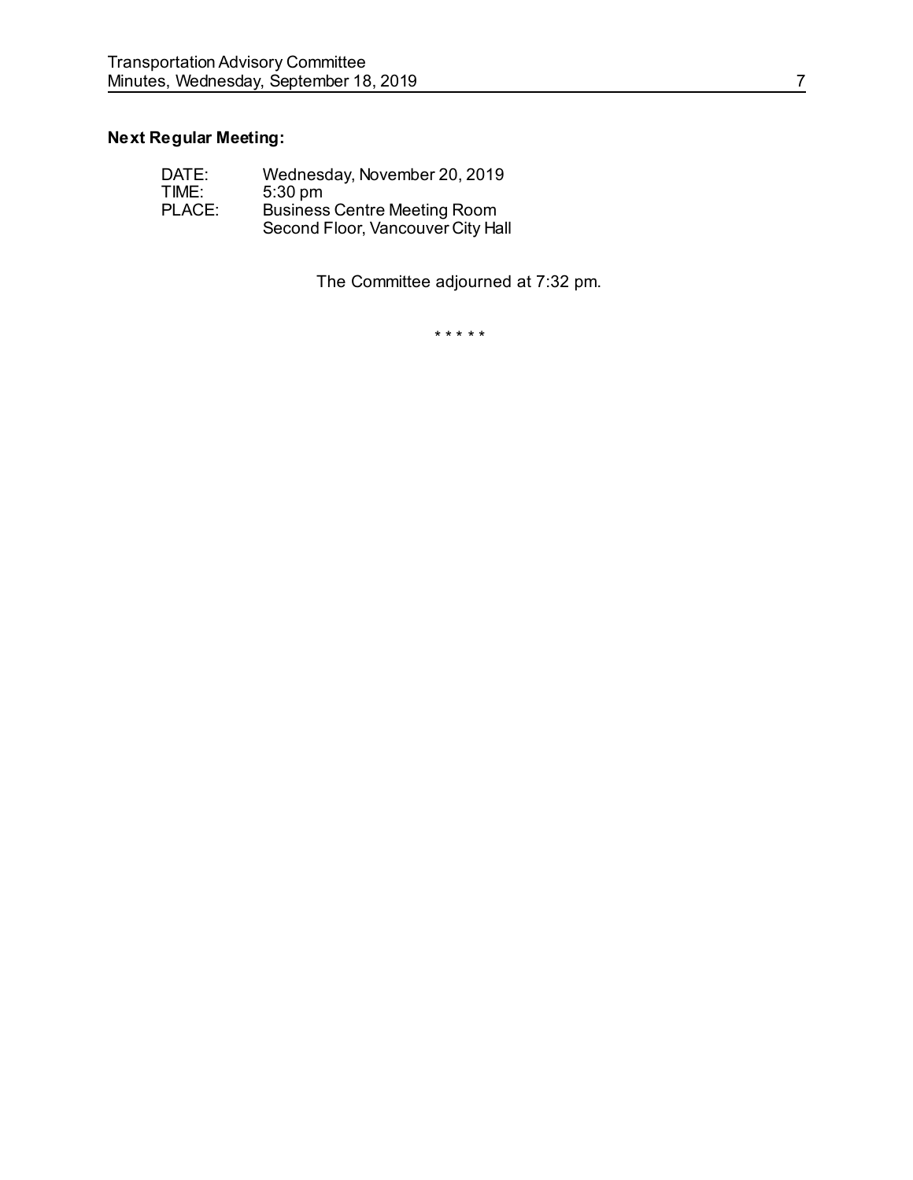**Next Regular Meeting:**

DATE: Wednesday, November 20, 2019
TIME: 5:30 pm
PLACE: Business Centre Meeting Room
Second Floor, Vancouver City Hall

The Committee adjourned at 7:32 pm.

\* \* \* \* \*